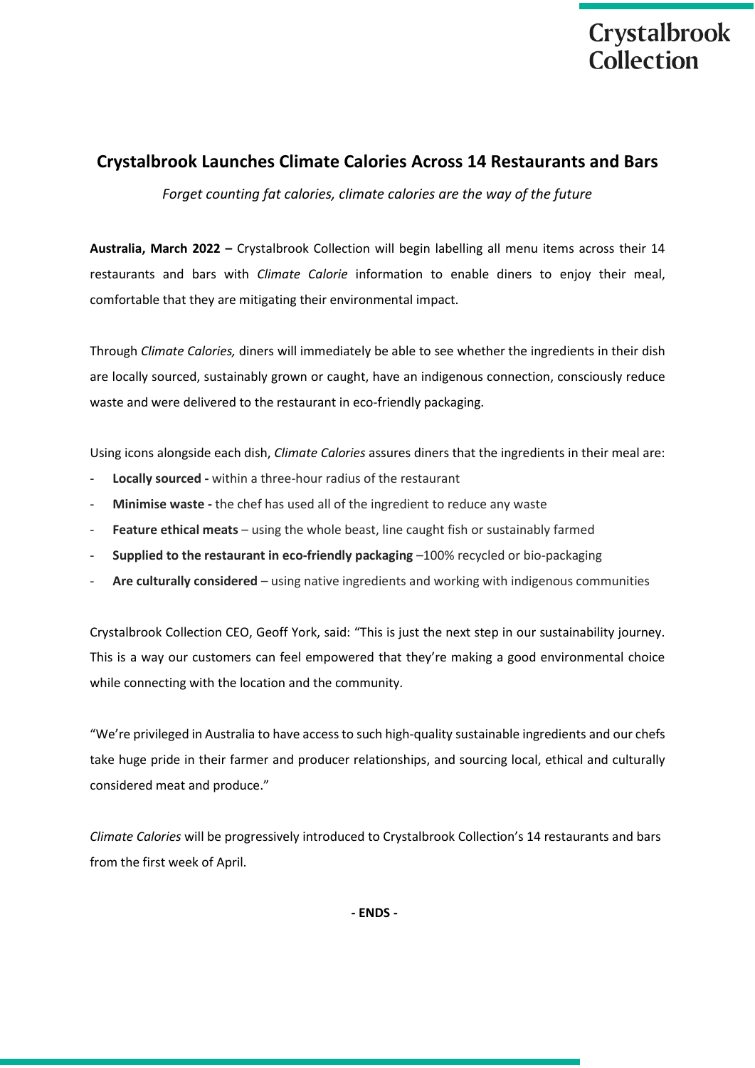Crystalbrook Collection

# Crystalbrook Launches Climate Calories Across 14 Restaurants and Bars

*Forget counting fat calories, climate calories are the way of the future*

**Australia, March 2022 –** Crystalbrook Collection will begin labelling all menu items across their 14 restaurants and bars with *Climate Calorie* information to enable diners to enjoy their meal, comfortable that they are mitigating their environmental impact.

Through *Climate Calories,* diners will immediately be able to see whether the ingredients in their dish are locally sourced, sustainably grown or caught, have an indigenous connection, consciously reduce waste and were delivered to the restaurant in eco-friendly packaging.

Using icons alongside each dish, *Climate Calories* assures diners that the ingredients in their meal are:

- **Locally sourced -** within a three-hour radius of the restaurant
- **Minimise waste -** the chef has used all of the ingredient to reduce any waste
- **Feature ethical meats** – using the whole beast, line caught fish or sustainably farmed
- **Supplied to the restaurant in eco-friendly packaging** –100% recycled or bio-packaging
- **Are culturally considered** – using native ingredients and working with indigenous communities

Crystalbrook Collection CEO, Geoff York, said: "This is just the next step in our sustainability journey. This is a way our customers can feel empowered that they're making a good environmental choice while connecting with the location and the community.

"We're privileged in Australia to have access to such high-quality sustainable ingredients and our chefs take huge pride in their farmer and producer relationships, and sourcing local, ethical and culturally considered meat and produce."

*Climate Calories* will be progressively introduced to Crystalbrook Collection's 14 restaurants and bars from the first week of April.

**- ENDS -**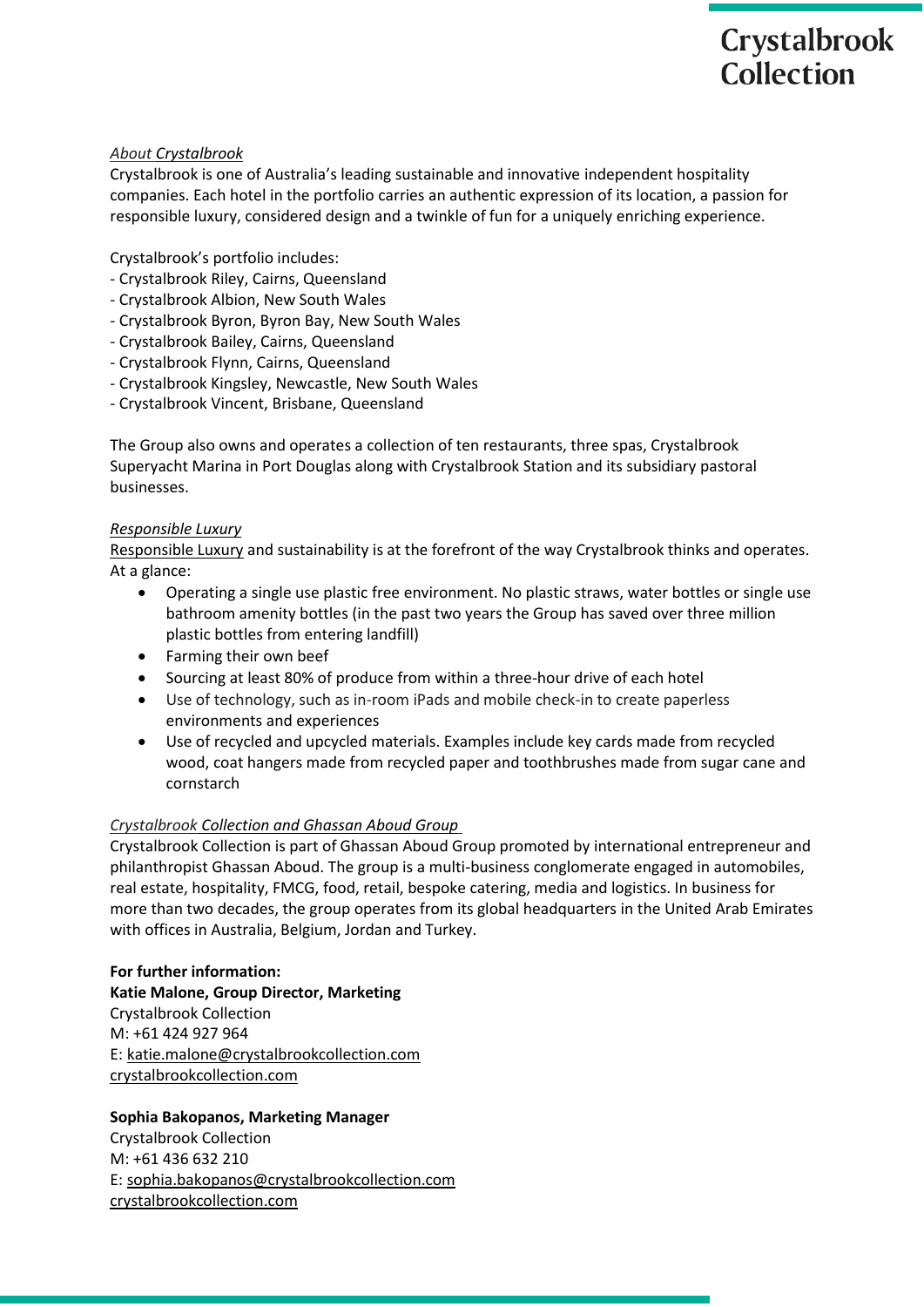*About Crystalbrook*

Crystalbrook is one of Australia's leading sustainable and innovative independent hospitality companies. Each hotel in the portfolio carries an authentic expression of its location, a passion for responsible luxury, considered design and a twinkle of fun for a uniquely enriching experience.

Crystalbrook's portfolio includes:

- Crystalbrook Riley, Cairns, Queensland
- Crystalbrook Albion, New South Wales
- Crystalbrook Byron, Byron Bay, New South Wales
- Crystalbrook Bailey, Cairns, Queensland
- Crystalbrook Flynn, Cairns, Queensland
- Crystalbrook Kingsley, Newcastle, New South Wales
- Crystalbrook Vincent, Brisbane, Queensland

The Group also owns and operates a collection of ten restaurants, three spas, Crystalbrook Superyacht Marina in Port Douglas along with Crystalbrook Station and its subsidiary pastoral businesses.

*Responsible Luxury*

Responsible Luxury and sustainability is at the forefront of the way Crystalbrook thinks and operates. At a glance:

- Operating a single use plastic free environment. No plastic straws, water bottles or single use bathroom amenity bottles (in the past two years the Group has saved over three million plastic bottles from entering landfill)
- Farming their own beef
- Sourcing at least 80% of produce from within a three-hour drive of each hotel
- Use of technology, such as in-room iPads and mobile check-in to create paperless environments and experiences
- Use of recycled and upcycled materials. Examples include key cards made from recycled wood, coat hangers made from recycled paper and toothbrushes made from sugar cane and cornstarch

*Crystalbrook Collection and Ghassan Aboud Group*

Crystalbrook Collection is part of Ghassan Aboud Group promoted by international entrepreneur and philanthropist Ghassan Aboud. The group is a multi-business conglomerate engaged in automobiles, real estate, hospitality, FMCG, food, retail, bespoke catering, media and logistics. In business for more than two decades, the group operates from its global headquarters in the United Arab Emirates with offices in Australia, Belgium, Jordan and Turkey.

**For further information:**

**Katie Malone, Group Director, Marketing**
Crystalbrook Collection
M: +61 424 927 964
E: katie.malone@crystalbrookcollection.com
crystalbrookcollection.com

**Sophia Bakopanos, Marketing Manager**
Crystalbrook Collection
M: +61 436 632 210
E: sophia.bakopanos@crystalbrookcollection.com
crystalbrookcollection.com